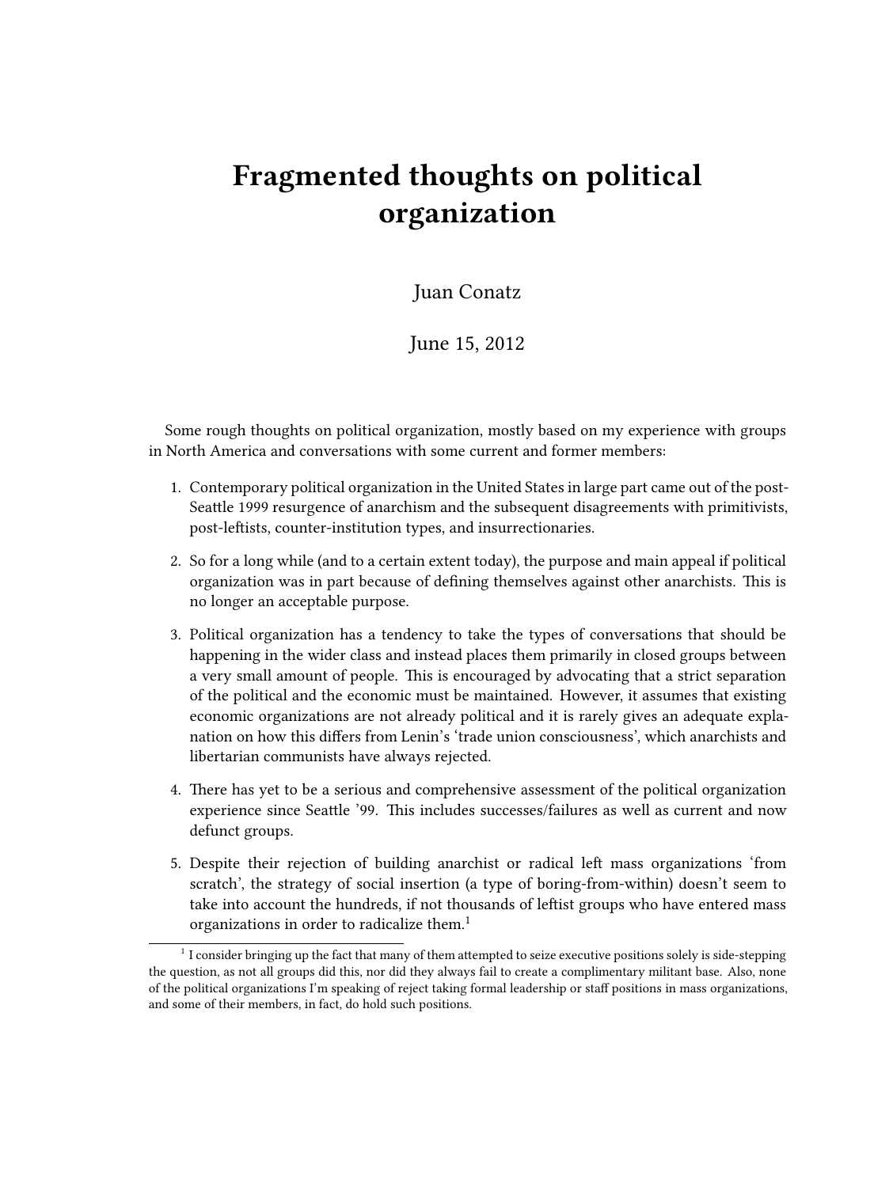# Fragmented thoughts on political organization

Juan Conatz

June 15, 2012

Some rough thoughts on political organization, mostly based on my experience with groups in North America and conversations with some current and former members:

1. Contemporary political organization in the United States in large part came out of the post-Seattle 1999 resurgence of anarchism and the subsequent disagreements with primitivists, post-leftists, counter-institution types, and insurrectionaries.
2. So for a long while (and to a certain extent today), the purpose and main appeal if political organization was in part because of defining themselves against other anarchists. This is no longer an acceptable purpose.
3. Political organization has a tendency to take the types of conversations that should be happening in the wider class and instead places them primarily in closed groups between a very small amount of people. This is encouraged by advocating that a strict separation of the political and the economic must be maintained. However, it assumes that existing economic organizations are not already political and it is rarely gives an adequate explanation on how this differs from Lenin's 'trade union consciousness', which anarchists and libertarian communists have always rejected.
4. There has yet to be a serious and comprehensive assessment of the political organization experience since Seattle '99. This includes successes/failures as well as current and now defunct groups.
5. Despite their rejection of building anarchist or radical left mass organizations 'from scratch', the strategy of social insertion (a type of boring-from-within) doesn't seem to take into account the hundreds, if not thousands of leftist groups who have entered mass organizations in order to radicalize them.[1]

[1] I consider bringing up the fact that many of them attempted to seize executive positions solely is side-stepping the question, as not all groups did this, nor did they always fail to create a complimentary militant base. Also, none of the political organizations I'm speaking of reject taking formal leadership or staff positions in mass organizations, and some of their members, in fact, do hold such positions.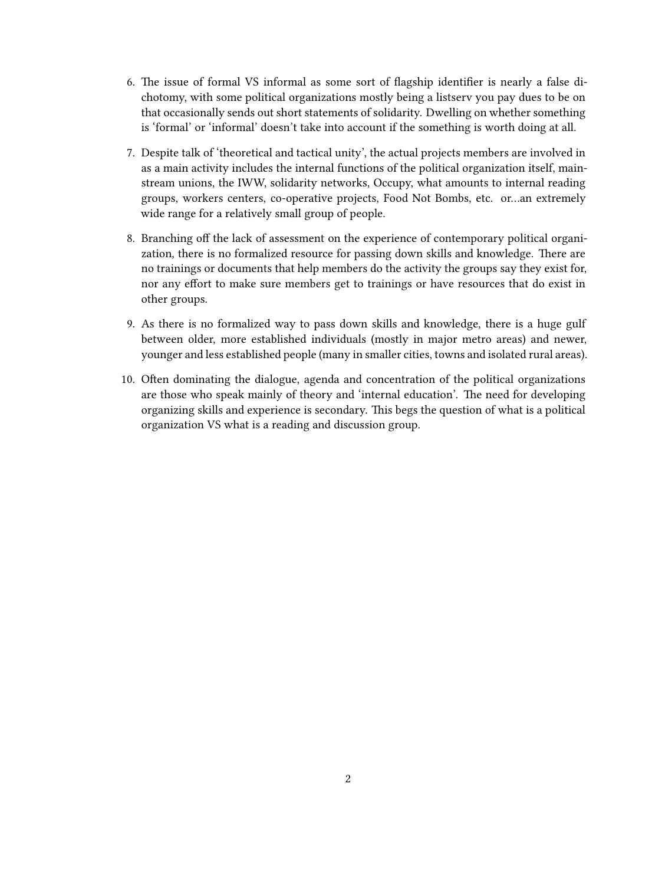6. The issue of formal VS informal as some sort of flagship identifier is nearly a false dichotomy, with some political organizations mostly being a listserv you pay dues to be on that occasionally sends out short statements of solidarity. Dwelling on whether something is 'formal' or 'informal' doesn't take into account if the something is worth doing at all.
7. Despite talk of 'theoretical and tactical unity', the actual projects members are involved in as a main activity includes the internal functions of the political organization itself, mainstream unions, the IWW, solidarity networks, Occupy, what amounts to internal reading groups, workers centers, co-operative projects, Food Not Bombs, etc. or…an extremely wide range for a relatively small group of people.
8. Branching off the lack of assessment on the experience of contemporary political organization, there is no formalized resource for passing down skills and knowledge. There are no trainings or documents that help members do the activity the groups say they exist for, nor any effort to make sure members get to trainings or have resources that do exist in other groups.
9. As there is no formalized way to pass down skills and knowledge, there is a huge gulf between older, more established individuals (mostly in major metro areas) and newer, younger and less established people (many in smaller cities, towns and isolated rural areas).
10. Often dominating the dialogue, agenda and concentration of the political organizations are those who speak mainly of theory and 'internal education'. The need for developing organizing skills and experience is secondary. This begs the question of what is a political organization VS what is a reading and discussion group.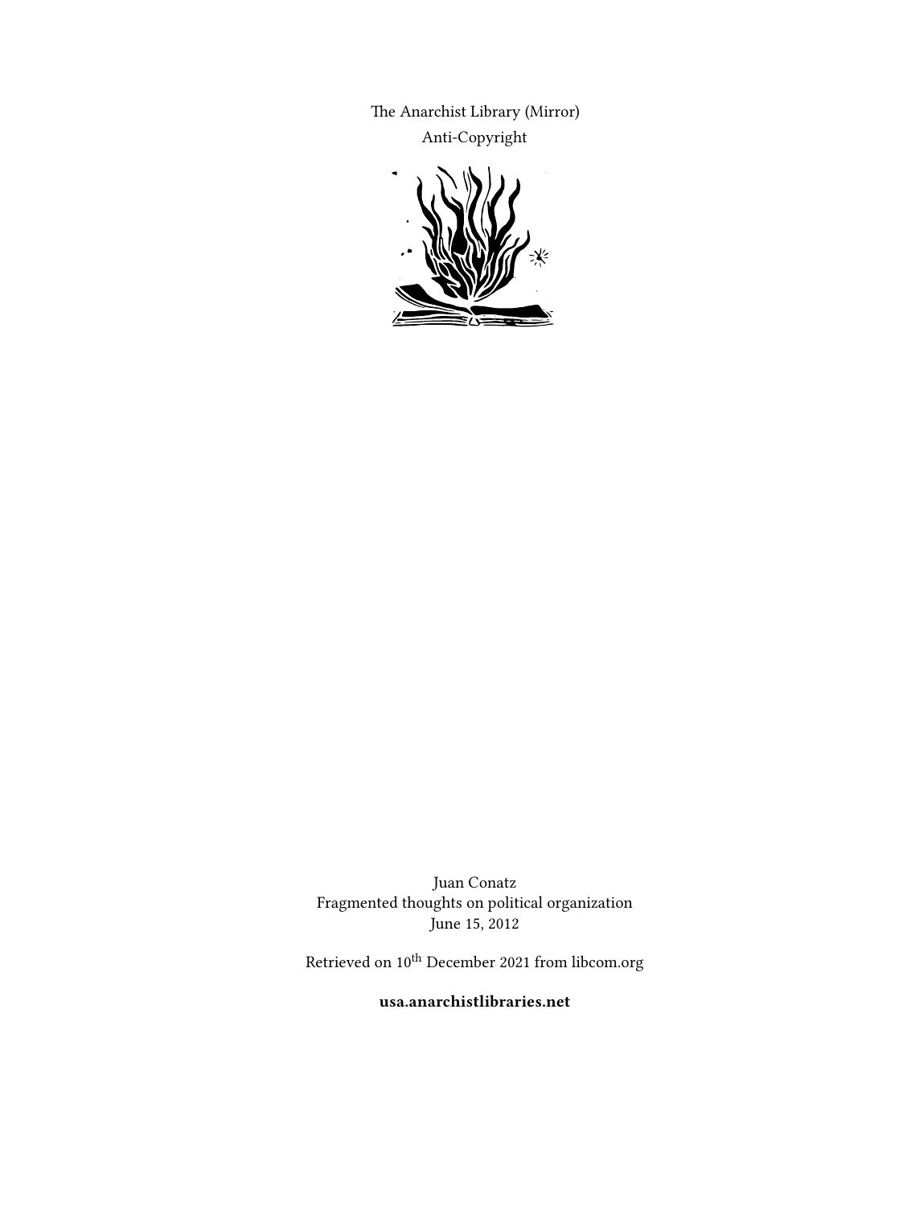The Anarchist Library (Mirror)
Anti-Copyright

Juan Conatz
Fragmented thoughts on political organization
June 15, 2012

Retrieved on 10th December 2021 from libcom.org

**usa.anarchistlibraries.net**